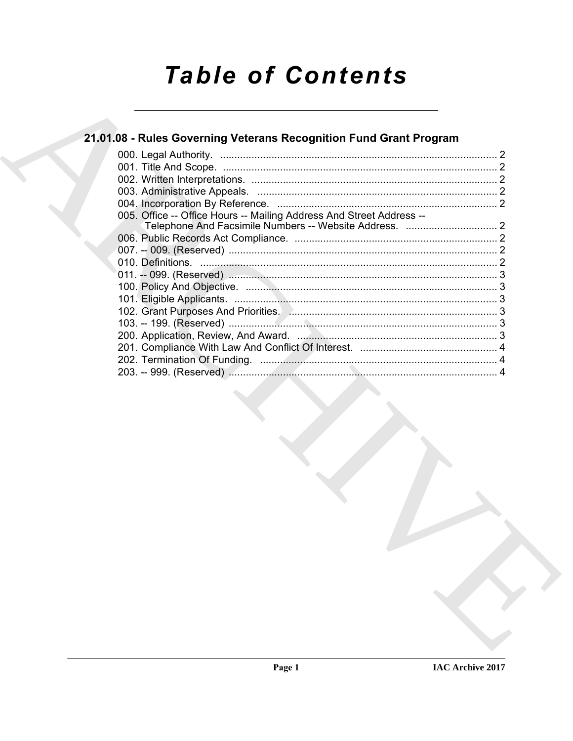# Table of Contents

## 21.01.08 - Rules Governing Veterans Recognition Fund Grant Program

000. Legal Authority. ........................................................................................ 2
001. Title And Scope. ........................................................................................ 2
002. Written Interpretations. ........................................................................................ 2
003. Administrative Appeals. ........................................................................................ 2
004. Incorporation By Reference. ........................................................................................ 2
005. Office -- Office Hours -- Mailing Address And Street Address -- Telephone And Facsimile Numbers -- Website Address. ........................................................................................ 2
006. Public Records Act Compliance. ........................................................................................ 2
007. -- 009. (Reserved) ........................................................................................ 2
010. Definitions. ........................................................................................ 2
011. -- 099. (Reserved) ........................................................................................ 3
100. Policy And Objective. ........................................................................................ 3
101. Eligible Applicants. ........................................................................................ 3
102. Grant Purposes And Priorities. ........................................................................................ 3
103. -- 199. (Reserved) ........................................................................................ 3
200. Application, Review, And Award. ........................................................................................ 3
201. Compliance With Law And Conflict Of Interest. ........................................................................................ 4
202. Termination Of Funding. ........................................................................................ 4
203. -- 999. (Reserved) ........................................................................................ 4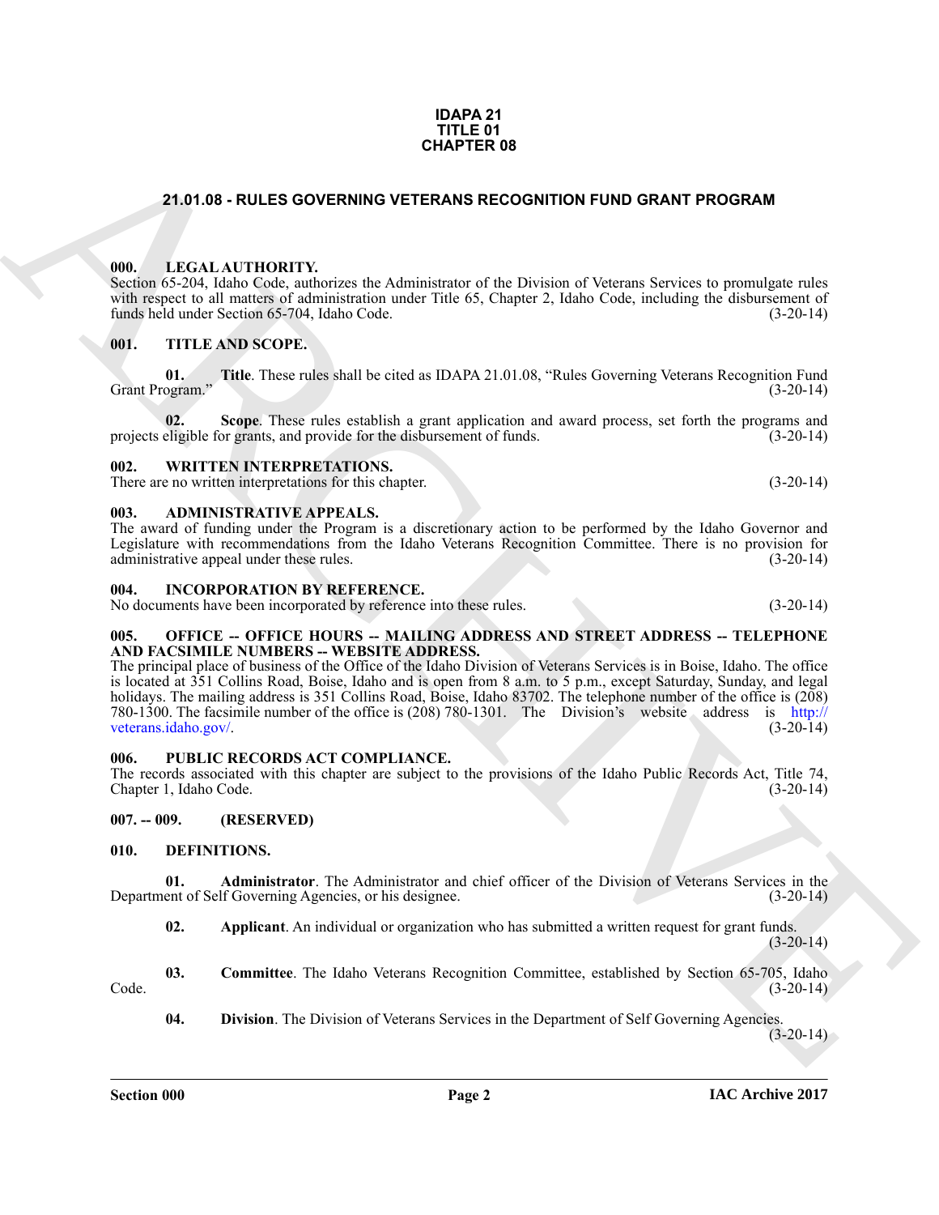**IDAPA 21**
**TITLE 01**
**CHAPTER 08**

# 21.01.08 - RULES GOVERNING VETERANS RECOGNITION FUND GRANT PROGRAM

### 000. LEGAL AUTHORITY.

Section 65-204, Idaho Code, authorizes the Administrator of the Division of Veterans Services to promulgate rules with respect to all matters of administration under Title 65, Chapter 2, Idaho Code, including the disbursement of funds held under Section 65-704, Idaho Code. (3-20-14)

### 001. TITLE AND SCOPE.

**01. Title**. These rules shall be cited as IDAPA 21.01.08, "Rules Governing Veterans Recognition Fund Grant Program." (3-20-14)

**02. Scope**. These rules establish a grant application and award process, set forth the programs and projects eligible for grants, and provide for the disbursement of funds. (3-20-14)

### 002. WRITTEN INTERPRETATIONS.

There are no written interpretations for this chapter. (3-20-14)

### 003. ADMINISTRATIVE APPEALS.

The award of funding under the Program is a discretionary action to be performed by the Idaho Governor and Legislature with recommendations from the Idaho Veterans Recognition Committee. There is no provision for administrative appeal under these rules. (3-20-14)

### 004. INCORPORATION BY REFERENCE.

No documents have been incorporated by reference into these rules. (3-20-14)

### 005. OFFICE -- OFFICE HOURS -- MAILING ADDRESS AND STREET ADDRESS -- TELEPHONE AND FACSIMILE NUMBERS -- WEBSITE ADDRESS.

The principal place of business of the Office of the Idaho Division of Veterans Services is in Boise, Idaho. The office is located at 351 Collins Road, Boise, Idaho and is open from 8 a.m. to 5 p.m., except Saturday, Sunday, and legal holidays. The mailing address is 351 Collins Road, Boise, Idaho 83702. The telephone number of the office is (208) 780-1300. The facsimile number of the office is (208) 780-1301. The Division's website address is http://veterans.idaho.gov/. (3-20-14)

### 006. PUBLIC RECORDS ACT COMPLIANCE.

The records associated with this chapter are subject to the provisions of the Idaho Public Records Act, Title 74, Chapter 1, Idaho Code. (3-20-14)

### 007. -- 009. (RESERVED)

### 010. DEFINITIONS.

**01. Administrator**. The Administrator and chief officer of the Division of Veterans Services in the Department of Self Governing Agencies, or his designee. (3-20-14)

**02. Applicant**. An individual or organization who has submitted a written request for grant funds. (3-20-14)

**03. Committee**. The Idaho Veterans Recognition Committee, established by Section 65-705, Idaho Code. (3-20-14)

**04. Division**. The Division of Veterans Services in the Department of Self Governing Agencies. (3-20-14)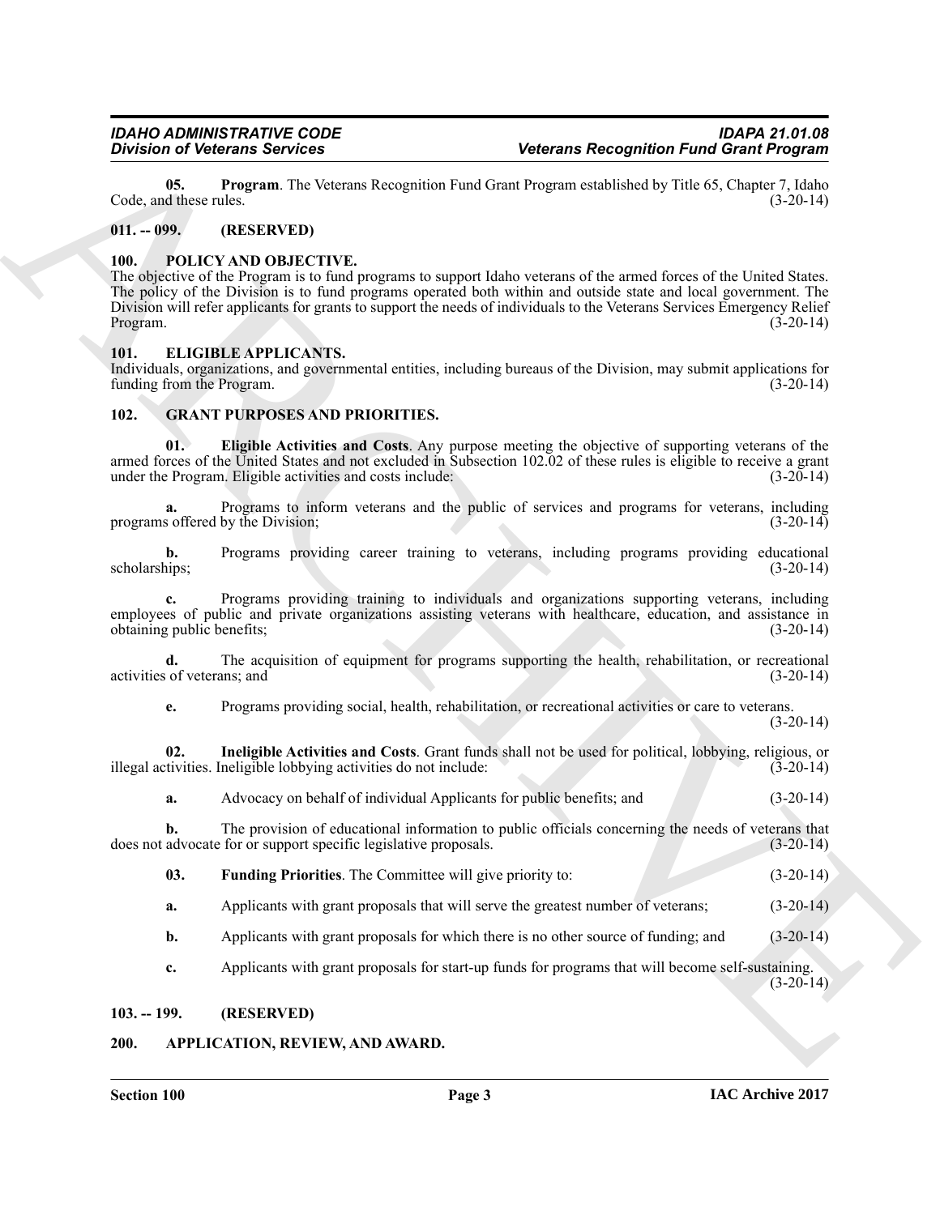**05. Program**. The Veterans Recognition Fund Grant Program established by Title 65, Chapter 7, Idaho Code, and these rules. (3-20-14)

## 011. -- 099. (RESERVED)

## 100. POLICY AND OBJECTIVE.

The objective of the Program is to fund programs to support Idaho veterans of the armed forces of the United States. The policy of the Division is to fund programs operated both within and outside state and local government. The Division will refer applicants for grants to support the needs of individuals to the Veterans Services Emergency Relief Program. (3-20-14)

## 101. ELIGIBLE APPLICANTS.

Individuals, organizations, and governmental entities, including bureaus of the Division, may submit applications for funding from the Program. (3-20-14)

## 102. GRANT PURPOSES AND PRIORITIES.

**01. Eligible Activities and Costs**. Any purpose meeting the objective of supporting veterans of the armed forces of the United States and not excluded in Subsection 102.02 of these rules is eligible to receive a grant under the Program. Eligible activities and costs include: (3-20-14)

**a.** Programs to inform veterans and the public of services and programs for veterans, including programs offered by the Division; (3-20-14)

**b.** Programs providing career training to veterans, including programs providing educational scholarships; (3-20-14)

**c.** Programs providing training to individuals and organizations supporting veterans, including employees of public and private organizations assisting veterans with healthcare, education, and assistance in obtaining public benefits; (3-20-14)

**d.** The acquisition of equipment for programs supporting the health, rehabilitation, or recreational activities of veterans; and (3-20-14)

**e.** Programs providing social, health, rehabilitation, or recreational activities or care to veterans. (3-20-14)

**02. Ineligible Activities and Costs**. Grant funds shall not be used for political, lobbying, religious, or illegal activities. Ineligible lobbying activities do not include: (3-20-14)

**a.** Advocacy on behalf of individual Applicants for public benefits; and (3-20-14)

**b.** The provision of educational information to public officials concerning the needs of veterans that does not advocate for or support specific legislative proposals. (3-20-14)

**03. Funding Priorities**. The Committee will give priority to: (3-20-14)

**a.** Applicants with grant proposals that will serve the greatest number of veterans; (3-20-14)

**b.** Applicants with grant proposals for which there is no other source of funding; and (3-20-14)

**c.** Applicants with grant proposals for start-up funds for programs that will become self-sustaining. (3-20-14)

## 103. -- 199. (RESERVED)

## 200. APPLICATION, REVIEW, AND AWARD.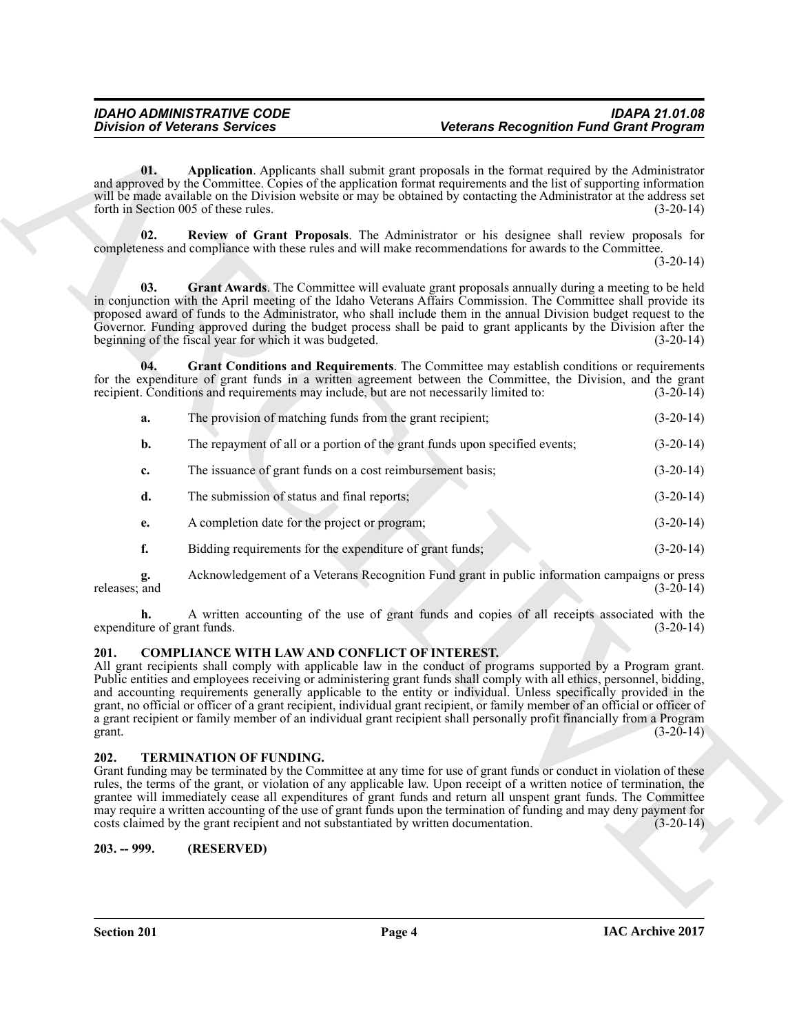**01. Application**. Applicants shall submit grant proposals in the format required by the Administrator and approved by the Committee. Copies of the application format requirements and the list of supporting information will be made available on the Division website or may be obtained by contacting the Administrator at the address set forth in Section 005 of these rules. (3-20-14)

**02. Review of Grant Proposals**. The Administrator or his designee shall review proposals for completeness and compliance with these rules and will make recommendations for awards to the Committee. (3-20-14)

**03. Grant Awards**. The Committee will evaluate grant proposals annually during a meeting to be held in conjunction with the April meeting of the Idaho Veterans Affairs Commission. The Committee shall provide its proposed award of funds to the Administrator, who shall include them in the annual Division budget request to the Governor. Funding approved during the budget process shall be paid to grant applicants by the Division after the beginning of the fiscal year for which it was budgeted. (3-20-14)

**04. Grant Conditions and Requirements**. The Committee may establish conditions or requirements for the expenditure of grant funds in a written agreement between the Committee, the Division, and the grant recipient. Conditions and requirements may include, but are not necessarily limited to: (3-20-14)

**a.** The provision of matching funds from the grant recipient; (3-20-14)

**b.** The repayment of all or a portion of the grant funds upon specified events; (3-20-14)

**c.** The issuance of grant funds on a cost reimbursement basis; (3-20-14)

**d.** The submission of status and final reports; (3-20-14)

**e.** A completion date for the project or program; (3-20-14)

**f.** Bidding requirements for the expenditure of grant funds; (3-20-14)

**g.** Acknowledgement of a Veterans Recognition Fund grant in public information campaigns or press releases; and (3-20-14)

**h.** A written accounting of the use of grant funds and copies of all receipts associated with the expenditure of grant funds. (3-20-14)

### 201. COMPLIANCE WITH LAW AND CONFLICT OF INTEREST.

All grant recipients shall comply with applicable law in the conduct of programs supported by a Program grant. Public entities and employees receiving or administering grant funds shall comply with all ethics, personnel, bidding, and accounting requirements generally applicable to the entity or individual. Unless specifically provided in the grant, no official or officer of a grant recipient, individual grant recipient, or family member of an official or officer of a grant recipient or family member of an individual grant recipient shall personally profit financially from a Program grant. (3-20-14)

### 202. TERMINATION OF FUNDING.

Grant funding may be terminated by the Committee at any time for use of grant funds or conduct in violation of these rules, the terms of the grant, or violation of any applicable law. Upon receipt of a written notice of termination, the grantee will immediately cease all expenditures of grant funds and return all unspent grant funds. The Committee may require a written accounting of the use of grant funds upon the termination of funding and may deny payment for costs claimed by the grant recipient and not substantiated by written documentation. (3-20-14)

### 203. -- 999. (RESERVED)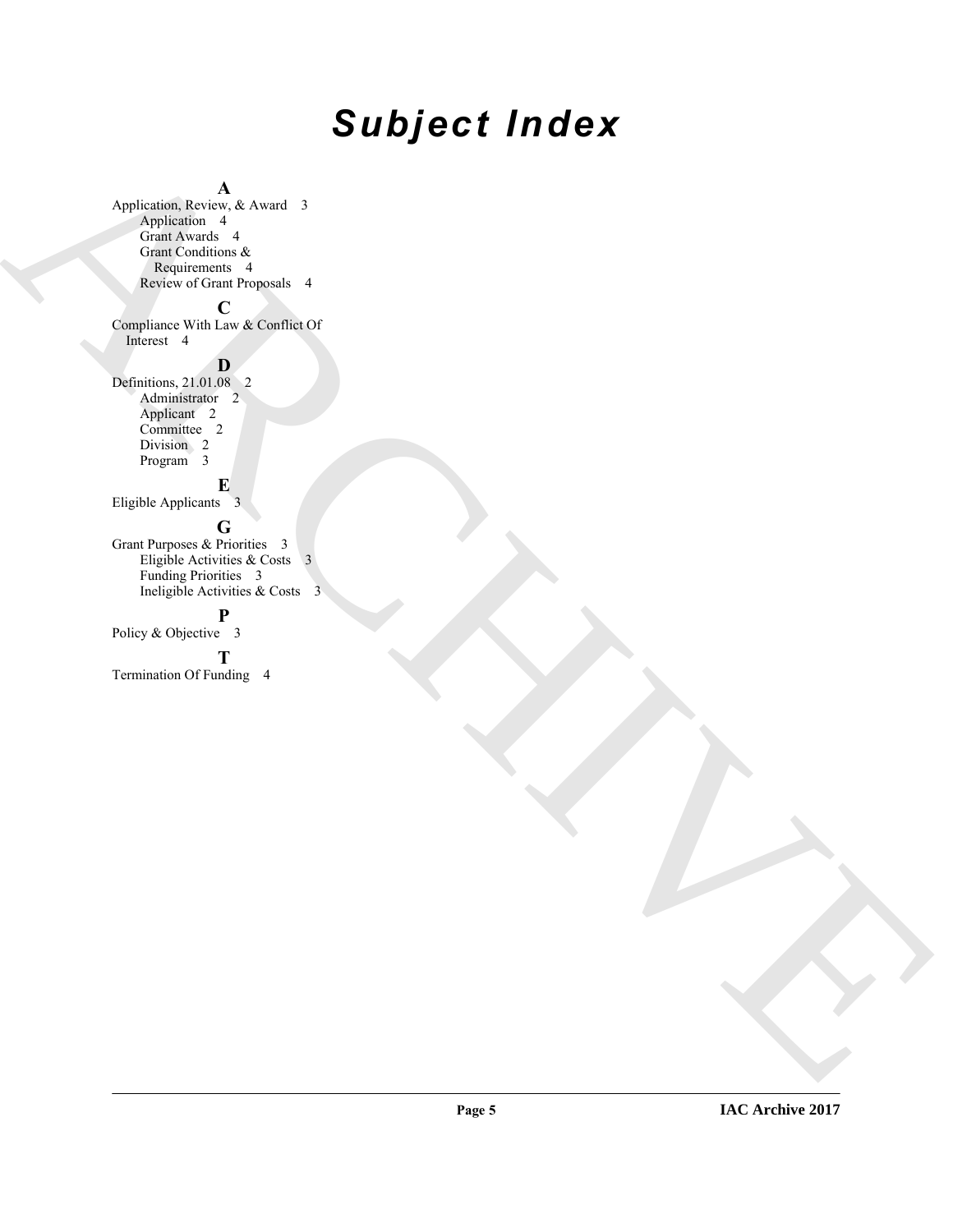# *Subject Index*

**A**

Application, Review, & Award 3
- Application 4
- Grant Awards 4
- Grant Conditions & Requirements 4
- Review of Grant Proposals 4

**C**

Compliance With Law & Conflict Of Interest 4

**D**

Definitions, 21.01.08 2
- Administrator 2
- Applicant 2
- Committee 2
- Division 2
- Program 3

**E**

Eligible Applicants 3

**G**

Grant Purposes & Priorities 3
- Eligible Activities & Costs 3
- Funding Priorities 3
- Ineligible Activities & Costs 3

**P**

Policy & Objective 3

**T**

Termination Of Funding 4